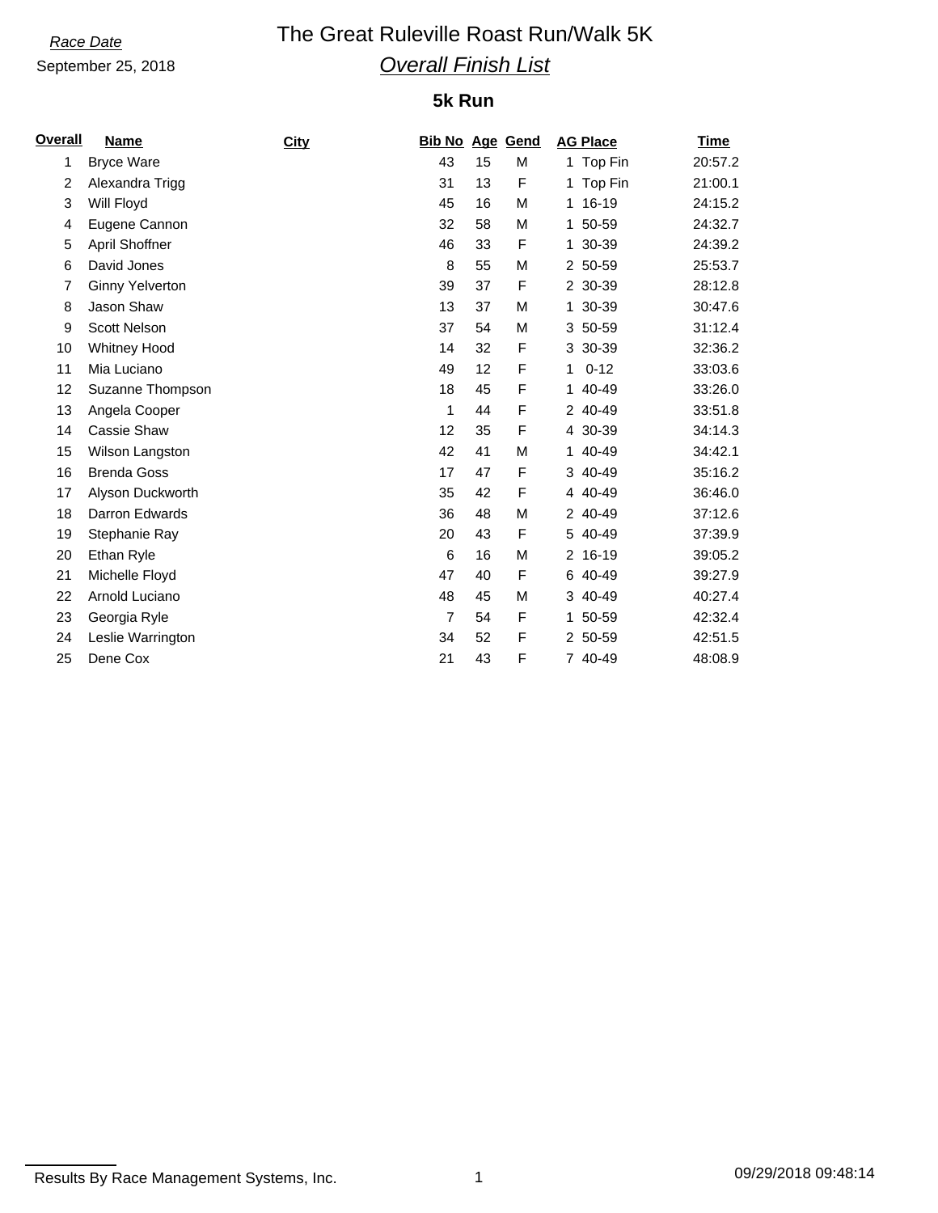*Race Date*

September 25, 2018

# The Great Ruleville Roast Run/Walk 5K

## *Overall Finish List*

### 5k Run

| Overall | Name | City | Bib No | Age | Gend | AG Place | Time |
|---|---|---|---|---|---|---|---|
| 1 | Bryce Ware | | 43 | 15 | M | 1 Top Fin | 20:57.2 |
| 2 | Alexandra Trigg | | 31 | 13 | F | 1 Top Fin | 21:00.1 |
| 3 | Will Floyd | | 45 | 16 | M | 1 16-19 | 24:15.2 |
| 4 | Eugene Cannon | | 32 | 58 | M | 1 50-59 | 24:32.7 |
| 5 | April Shoffner | | 46 | 33 | F | 1 30-39 | 24:39.2 |
| 6 | David Jones | | 8 | 55 | M | 2 50-59 | 25:53.7 |
| 7 | Ginny Yelverton | | 39 | 37 | F | 2 30-39 | 28:12.8 |
| 8 | Jason Shaw | | 13 | 37 | M | 1 30-39 | 30:47.6 |
| 9 | Scott Nelson | | 37 | 54 | M | 3 50-59 | 31:12.4 |
| 10 | Whitney Hood | | 14 | 32 | F | 3 30-39 | 32:36.2 |
| 11 | Mia Luciano | | 49 | 12 | F | 1 0-12 | 33:03.6 |
| 12 | Suzanne Thompson | | 18 | 45 | F | 1 40-49 | 33:26.0 |
| 13 | Angela Cooper | | 1 | 44 | F | 2 40-49 | 33:51.8 |
| 14 | Cassie Shaw | | 12 | 35 | F | 4 30-39 | 34:14.3 |
| 15 | Wilson Langston | | 42 | 41 | M | 1 40-49 | 34:42.1 |
| 16 | Brenda Goss | | 17 | 47 | F | 3 40-49 | 35:16.2 |
| 17 | Alyson Duckworth | | 35 | 42 | F | 4 40-49 | 36:46.0 |
| 18 | Darron Edwards | | 36 | 48 | M | 2 40-49 | 37:12.6 |
| 19 | Stephanie Ray | | 20 | 43 | F | 5 40-49 | 37:39.9 |
| 20 | Ethan Ryle | | 6 | 16 | M | 2 16-19 | 39:05.2 |
| 21 | Michelle Floyd | | 47 | 40 | F | 6 40-49 | 39:27.9 |
| 22 | Arnold Luciano | | 48 | 45 | M | 3 40-49 | 40:27.4 |
| 23 | Georgia Ryle | | 7 | 54 | F | 1 50-59 | 42:32.4 |
| 24 | Leslie Warrington | | 34 | 52 | F | 2 50-59 | 42:51.5 |
| 25 | Dene Cox | | 21 | 43 | F | 7 40-49 | 48:08.9 |

Results By Race Management Systems, Inc. 09/29/2018 09:48:14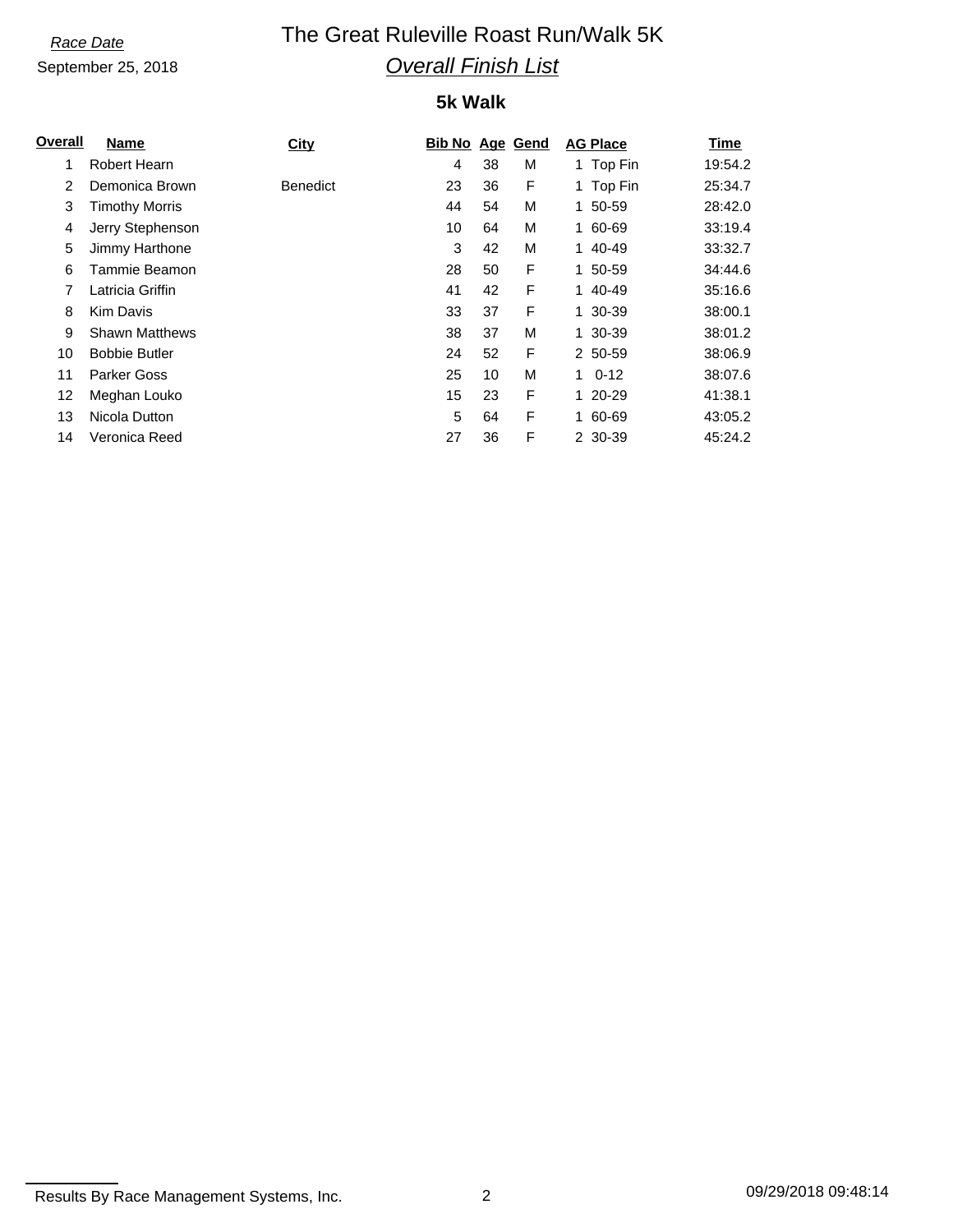*Race Date*

September 25, 2018

# The Great Ruleville Roast Run/Walk 5K

## *Overall Finish List*

### 5k Walk

| Overall | Name | City | Bib No | Age | Gend | AG Place | Time |
|---|---|---|---|---|---|---|---|
| 1 | Robert Hearn | | 4 | 38 | M | 1 Top Fin | 19:54.2 |
| 2 | Demonica Brown | Benedict | 23 | 36 | F | 1 Top Fin | 25:34.7 |
| 3 | Timothy Morris | | 44 | 54 | M | 1 50-59 | 28:42.0 |
| 4 | Jerry Stephenson | | 10 | 64 | M | 1 60-69 | 33:19.4 |
| 5 | Jimmy Harthone | | 3 | 42 | M | 1 40-49 | 33:32.7 |
| 6 | Tammie Beamon | | 28 | 50 | F | 1 50-59 | 34:44.6 |
| 7 | Latricia Griffin | | 41 | 42 | F | 1 40-49 | 35:16.6 |
| 8 | Kim Davis | | 33 | 37 | F | 1 30-39 | 38:00.1 |
| 9 | Shawn Matthews | | 38 | 37 | M | 1 30-39 | 38:01.2 |
| 10 | Bobbie Butler | | 24 | 52 | F | 2 50-59 | 38:06.9 |
| 11 | Parker Goss | | 25 | 10 | M | 1 0-12 | 38:07.6 |
| 12 | Meghan Louko | | 15 | 23 | F | 1 20-29 | 41:38.1 |
| 13 | Nicola Dutton | | 5 | 64 | F | 1 60-69 | 43:05.2 |
| 14 | Veronica Reed | | 27 | 36 | F | 2 30-39 | 45:24.2 |

Results By Race Management Systems, Inc. 09/29/2018 09:48:14